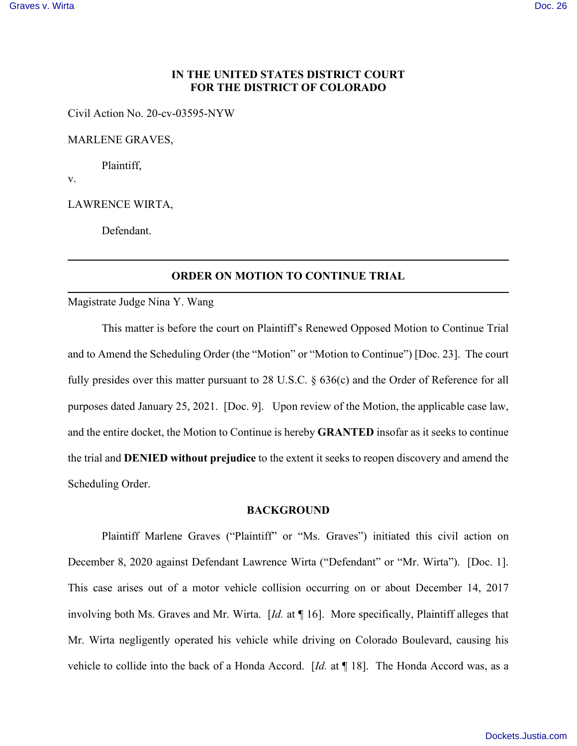**IN THE UNITED STATES DISTRICT COURT**
**FOR THE DISTRICT OF COLORADO**

Civil Action No. 20-cv-03595-NYW

MARLENE GRAVES,

Plaintiff,

v.

LAWRENCE WIRTA,

Defendant.

---

## ORDER ON MOTION TO CONTINUE TRIAL

---

Magistrate Judge Nina Y. Wang

This matter is before the court on Plaintiff's Renewed Opposed Motion to Continue Trial and to Amend the Scheduling Order (the "Motion" or "Motion to Continue") [Doc. 23]. The court fully presides over this matter pursuant to 28 U.S.C. § 636(c) and the Order of Reference for all purposes dated January 25, 2021. [Doc. 9]. Upon review of the Motion, the applicable case law, and the entire docket, the Motion to Continue is hereby **GRANTED** insofar as it seeks to continue the trial and **DENIED without prejudice** to the extent it seeks to reopen discovery and amend the Scheduling Order.

## BACKGROUND

Plaintiff Marlene Graves ("Plaintiff" or "Ms. Graves") initiated this civil action on December 8, 2020 against Defendant Lawrence Wirta ("Defendant" or "Mr. Wirta"). [Doc. 1]. This case arises out of a motor vehicle collision occurring on or about December 14, 2017 involving both Ms. Graves and Mr. Wirta. [*Id.* at ¶ 16]. More specifically, Plaintiff alleges that Mr. Wirta negligently operated his vehicle while driving on Colorado Boulevard, causing his vehicle to collide into the back of a Honda Accord. [*Id.* at ¶ 18]. The Honda Accord was, as a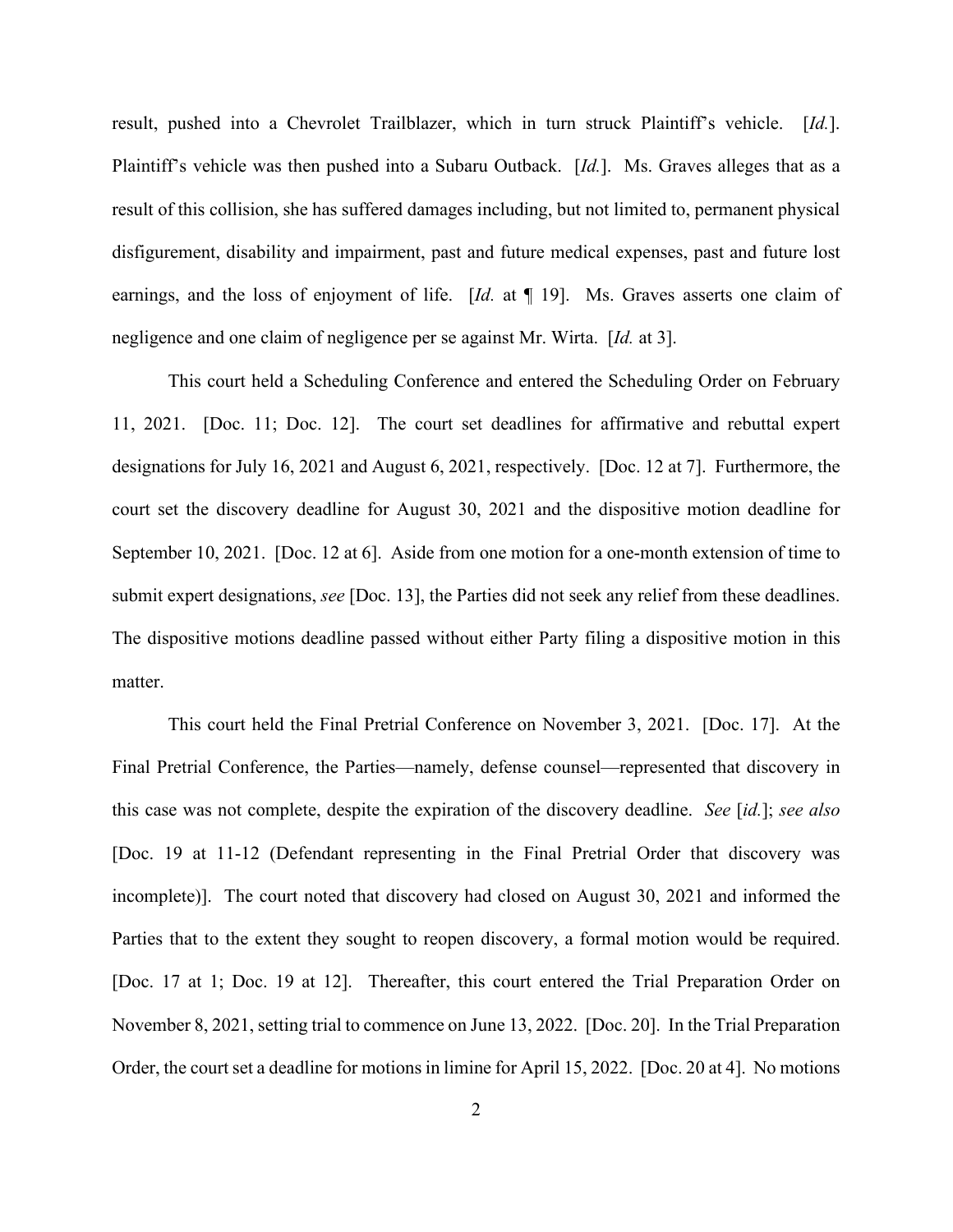result, pushed into a Chevrolet Trailblazer, which in turn struck Plaintiff's vehicle. [*Id.*]. Plaintiff's vehicle was then pushed into a Subaru Outback. [*Id.*]. Ms. Graves alleges that as a result of this collision, she has suffered damages including, but not limited to, permanent physical disfigurement, disability and impairment, past and future medical expenses, past and future lost earnings, and the loss of enjoyment of life. [*Id.* at ¶ 19]. Ms. Graves asserts one claim of negligence and one claim of negligence per se against Mr. Wirta. [*Id.* at 3].

This court held a Scheduling Conference and entered the Scheduling Order on February 11, 2021. [Doc. 11; Doc. 12]. The court set deadlines for affirmative and rebuttal expert designations for July 16, 2021 and August 6, 2021, respectively. [Doc. 12 at 7]. Furthermore, the court set the discovery deadline for August 30, 2021 and the dispositive motion deadline for September 10, 2021. [Doc. 12 at 6]. Aside from one motion for a one-month extension of time to submit expert designations, *see* [Doc. 13], the Parties did not seek any relief from these deadlines. The dispositive motions deadline passed without either Party filing a dispositive motion in this matter.

This court held the Final Pretrial Conference on November 3, 2021. [Doc. 17]. At the Final Pretrial Conference, the Parties—namely, defense counsel—represented that discovery in this case was not complete, despite the expiration of the discovery deadline. *See* [*id.*]; *see also* [Doc. 19 at 11-12 (Defendant representing in the Final Pretrial Order that discovery was incomplete)]. The court noted that discovery had closed on August 30, 2021 and informed the Parties that to the extent they sought to reopen discovery, a formal motion would be required. [Doc. 17 at 1; Doc. 19 at 12]. Thereafter, this court entered the Trial Preparation Order on November 8, 2021, setting trial to commence on June 13, 2022. [Doc. 20]. In the Trial Preparation Order, the court set a deadline for motions in limine for April 15, 2022. [Doc. 20 at 4]. No motions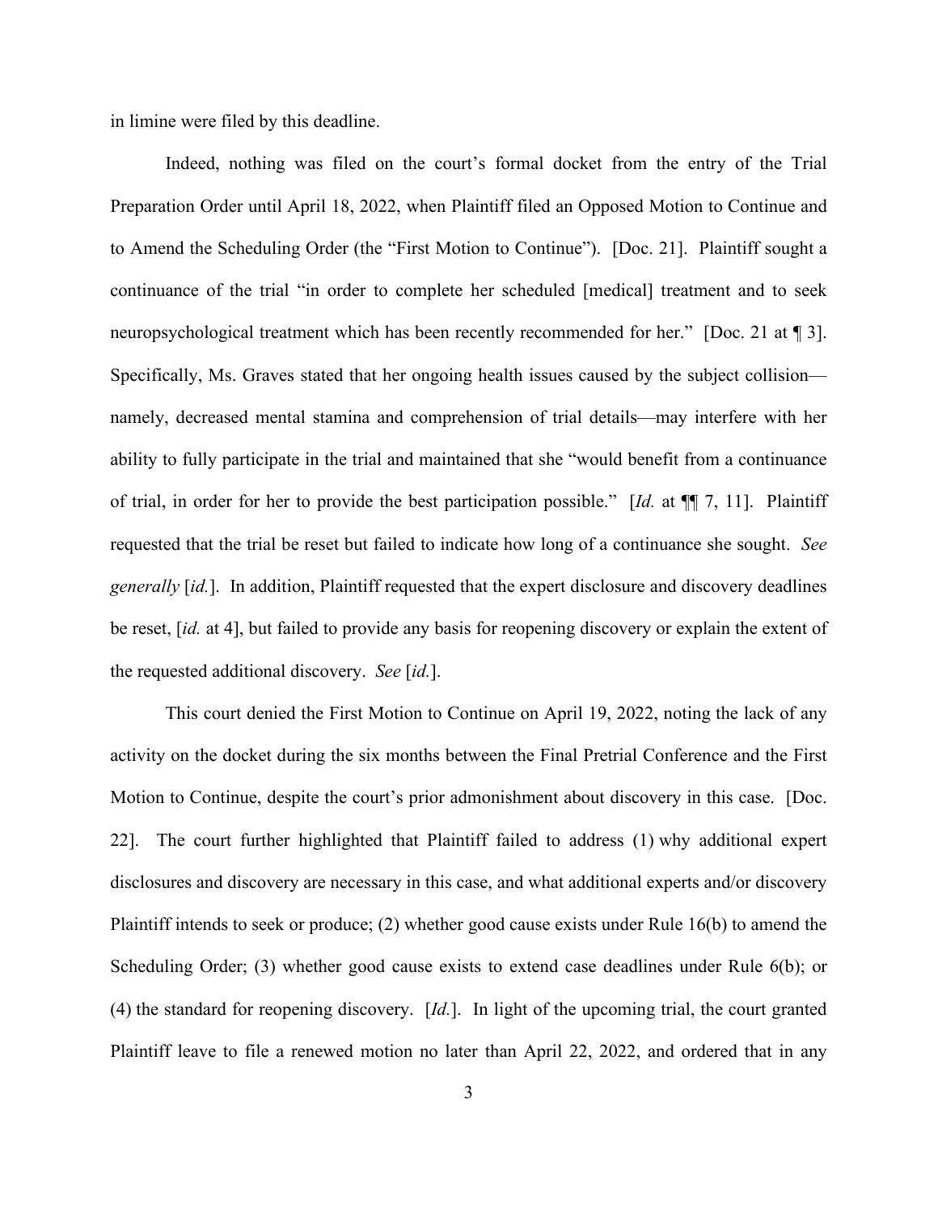in limine were filed by this deadline.

Indeed, nothing was filed on the court's formal docket from the entry of the Trial Preparation Order until April 18, 2022, when Plaintiff filed an Opposed Motion to Continue and to Amend the Scheduling Order (the "First Motion to Continue"). [Doc. 21]. Plaintiff sought a continuance of the trial "in order to complete her scheduled [medical] treatment and to seek neuropsychological treatment which has been recently recommended for her." [Doc. 21 at ¶ 3]. Specifically, Ms. Graves stated that her ongoing health issues caused by the subject collision—namely, decreased mental stamina and comprehension of trial details—may interfere with her ability to fully participate in the trial and maintained that she "would benefit from a continuance of trial, in order for her to provide the best participation possible." [*Id.* at ¶¶ 7, 11]. Plaintiff requested that the trial be reset but failed to indicate how long of a continuance she sought. *See generally* [*id.*]. In addition, Plaintiff requested that the expert disclosure and discovery deadlines be reset, [*id.* at 4], but failed to provide any basis for reopening discovery or explain the extent of the requested additional discovery. *See* [*id.*].

This court denied the First Motion to Continue on April 19, 2022, noting the lack of any activity on the docket during the six months between the Final Pretrial Conference and the First Motion to Continue, despite the court's prior admonishment about discovery in this case. [Doc. 22]. The court further highlighted that Plaintiff failed to address (1) why additional expert disclosures and discovery are necessary in this case, and what additional experts and/or discovery Plaintiff intends to seek or produce; (2) whether good cause exists under Rule 16(b) to amend the Scheduling Order; (3) whether good cause exists to extend case deadlines under Rule 6(b); or (4) the standard for reopening discovery. [*Id.*]. In light of the upcoming trial, the court granted Plaintiff leave to file a renewed motion no later than April 22, 2022, and ordered that in any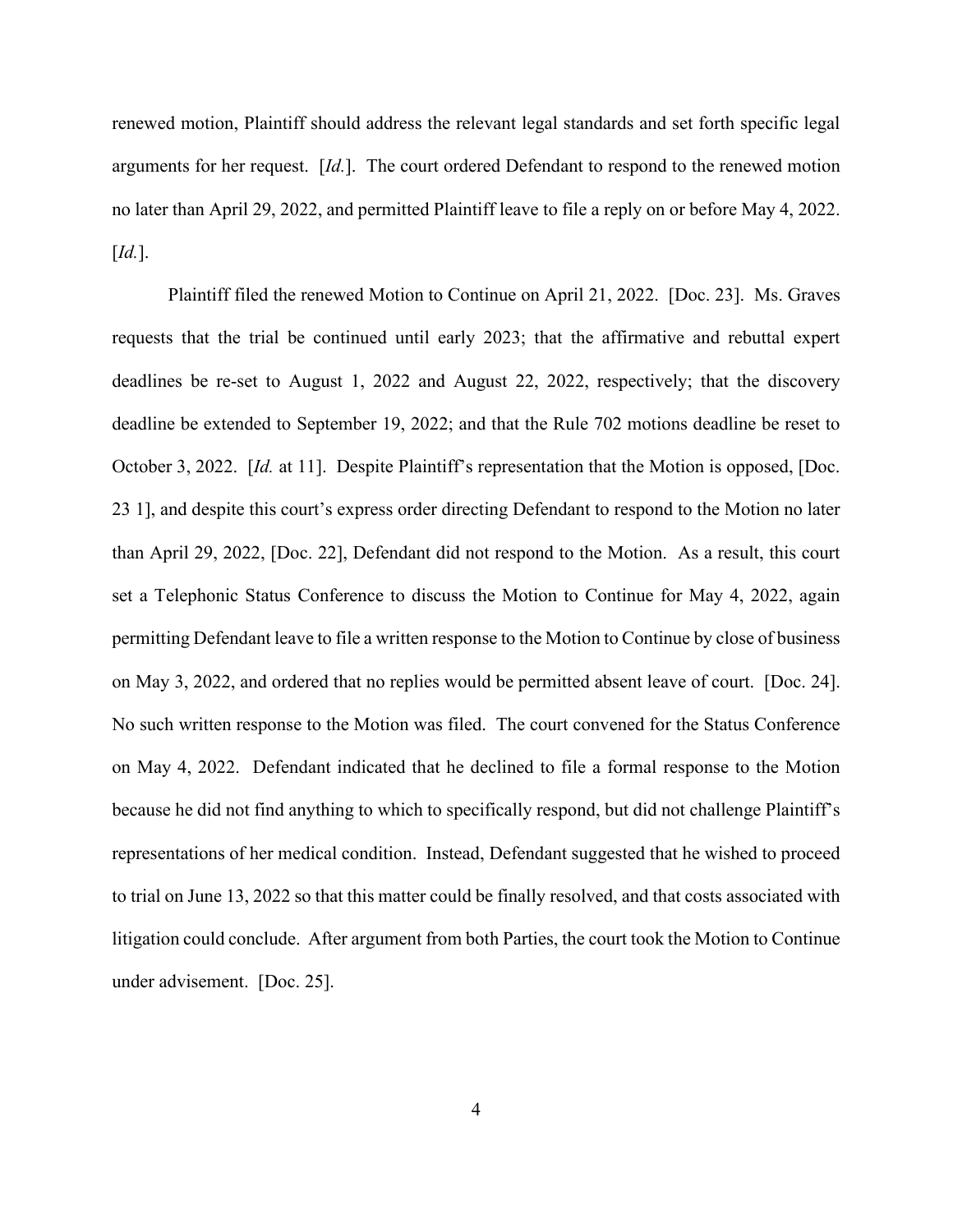renewed motion, Plaintiff should address the relevant legal standards and set forth specific legal arguments for her request. [*Id.*]. The court ordered Defendant to respond to the renewed motion no later than April 29, 2022, and permitted Plaintiff leave to file a reply on or before May 4, 2022. [*Id.*].

Plaintiff filed the renewed Motion to Continue on April 21, 2022. [Doc. 23]. Ms. Graves requests that the trial be continued until early 2023; that the affirmative and rebuttal expert deadlines be re-set to August 1, 2022 and August 22, 2022, respectively; that the discovery deadline be extended to September 19, 2022; and that the Rule 702 motions deadline be reset to October 3, 2022. [*Id.* at 11]. Despite Plaintiff's representation that the Motion is opposed, [Doc. 23 1], and despite this court's express order directing Defendant to respond to the Motion no later than April 29, 2022, [Doc. 22], Defendant did not respond to the Motion. As a result, this court set a Telephonic Status Conference to discuss the Motion to Continue for May 4, 2022, again permitting Defendant leave to file a written response to the Motion to Continue by close of business on May 3, 2022, and ordered that no replies would be permitted absent leave of court. [Doc. 24]. No such written response to the Motion was filed. The court convened for the Status Conference on May 4, 2022. Defendant indicated that he declined to file a formal response to the Motion because he did not find anything to which to specifically respond, but did not challenge Plaintiff's representations of her medical condition. Instead, Defendant suggested that he wished to proceed to trial on June 13, 2022 so that this matter could be finally resolved, and that costs associated with litigation could conclude. After argument from both Parties, the court took the Motion to Continue under advisement. [Doc. 25].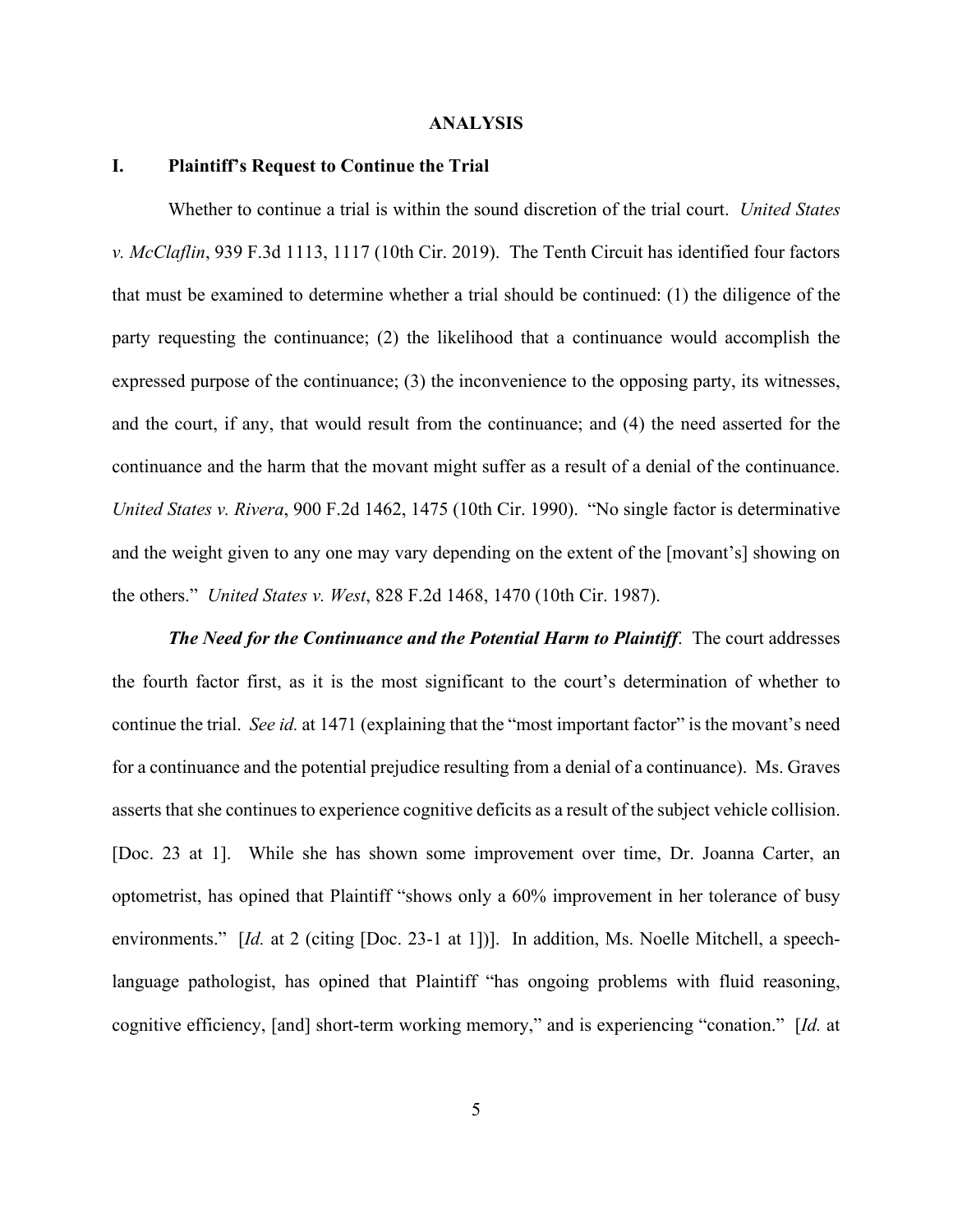## ANALYSIS

### I. Plaintiff's Request to Continue the Trial

Whether to continue a trial is within the sound discretion of the trial court. *United States v. McClaflin*, 939 F.3d 1113, 1117 (10th Cir. 2019). The Tenth Circuit has identified four factors that must be examined to determine whether a trial should be continued: (1) the diligence of the party requesting the continuance; (2) the likelihood that a continuance would accomplish the expressed purpose of the continuance; (3) the inconvenience to the opposing party, its witnesses, and the court, if any, that would result from the continuance; and (4) the need asserted for the continuance and the harm that the movant might suffer as a result of a denial of the continuance. *United States v. Rivera*, 900 F.2d 1462, 1475 (10th Cir. 1990). "No single factor is determinative and the weight given to any one may vary depending on the extent of the [movant's] showing on the others." *United States v. West*, 828 F.2d 1468, 1470 (10th Cir. 1987).

***The Need for the Continuance and the Potential Harm to Plaintiff***. The court addresses the fourth factor first, as it is the most significant to the court's determination of whether to continue the trial. *See id.* at 1471 (explaining that the "most important factor" is the movant's need for a continuance and the potential prejudice resulting from a denial of a continuance). Ms. Graves asserts that she continues to experience cognitive deficits as a result of the subject vehicle collision. [Doc. 23 at 1]. While she has shown some improvement over time, Dr. Joanna Carter, an optometrist, has opined that Plaintiff "shows only a 60% improvement in her tolerance of busy environments." [*Id.* at 2 (citing [Doc. 23-1 at 1])]. In addition, Ms. Noelle Mitchell, a speech-language pathologist, has opined that Plaintiff "has ongoing problems with fluid reasoning, cognitive efficiency, [and] short-term working memory," and is experiencing "conation." [*Id.* at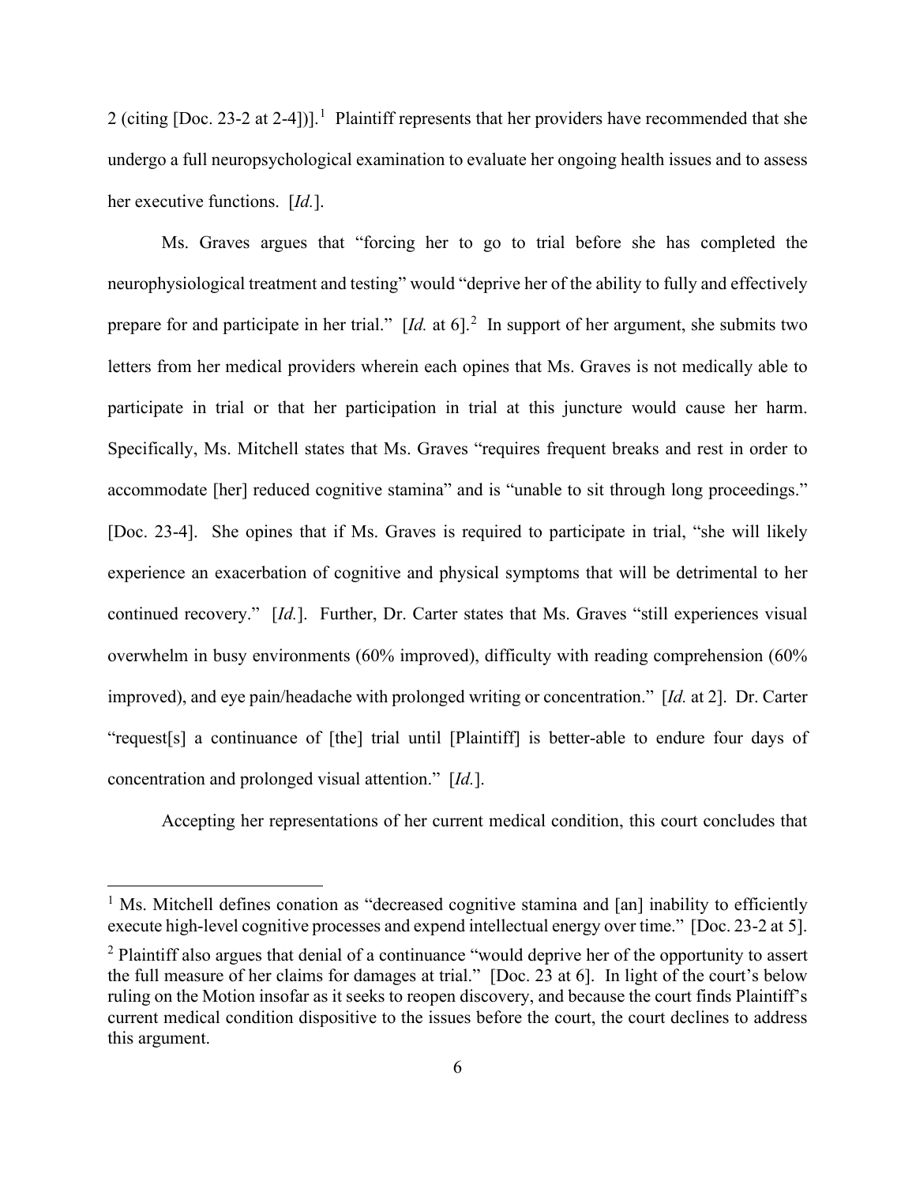2 (citing [Doc. 23-2 at 2-4])].[1] Plaintiff represents that her providers have recommended that she undergo a full neuropsychological examination to evaluate her ongoing health issues and to assess her executive functions. [*Id.*].

Ms. Graves argues that "forcing her to go to trial before she has completed the neurophysiological treatment and testing" would "deprive her of the ability to fully and effectively prepare for and participate in her trial." [*Id.* at 6].[2] In support of her argument, she submits two letters from her medical providers wherein each opines that Ms. Graves is not medically able to participate in trial or that her participation in trial at this juncture would cause her harm. Specifically, Ms. Mitchell states that Ms. Graves "requires frequent breaks and rest in order to accommodate [her] reduced cognitive stamina" and is "unable to sit through long proceedings." [Doc. 23-4]. She opines that if Ms. Graves is required to participate in trial, "she will likely experience an exacerbation of cognitive and physical symptoms that will be detrimental to her continued recovery." [*Id.*]. Further, Dr. Carter states that Ms. Graves "still experiences visual overwhelm in busy environments (60% improved), difficulty with reading comprehension (60% improved), and eye pain/headache with prolonged writing or concentration." [*Id.* at 2]. Dr. Carter "request[s] a continuance of [the] trial until [Plaintiff] is better-able to endure four days of concentration and prolonged visual attention." [*Id.*].

Accepting her representations of her current medical condition, this court concludes that

---

[1] Ms. Mitchell defines conation as "decreased cognitive stamina and [an] inability to efficiently execute high-level cognitive processes and expend intellectual energy over time." [Doc. 23-2 at 5].

[2] Plaintiff also argues that denial of a continuance "would deprive her of the opportunity to assert the full measure of her claims for damages at trial." [Doc. 23 at 6]. In light of the court's below ruling on the Motion insofar as it seeks to reopen discovery, and because the court finds Plaintiff's current medical condition dispositive to the issues before the court, the court declines to address this argument.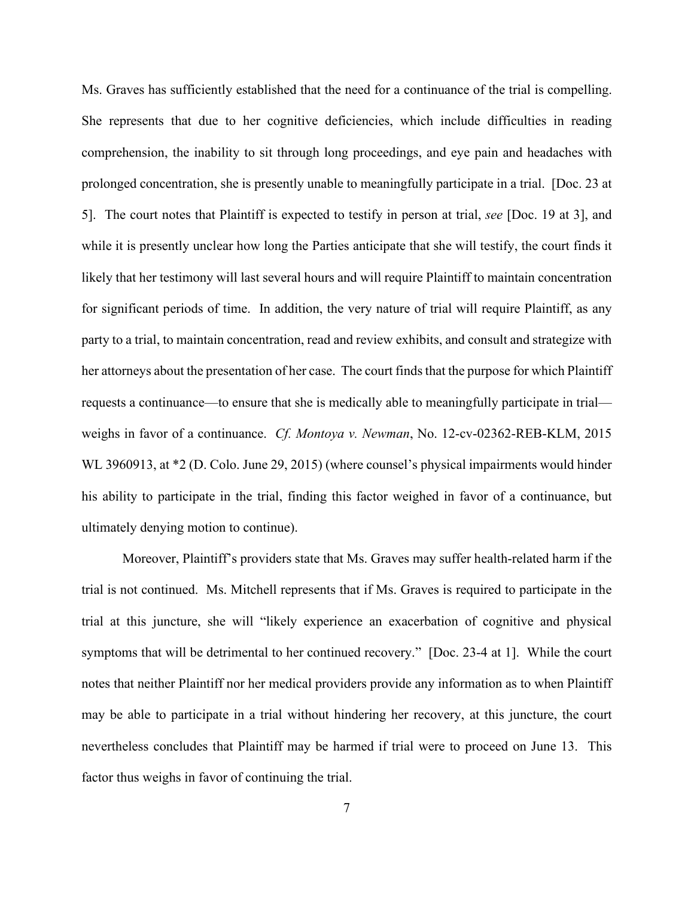Ms. Graves has sufficiently established that the need for a continuance of the trial is compelling. She represents that due to her cognitive deficiencies, which include difficulties in reading comprehension, the inability to sit through long proceedings, and eye pain and headaches with prolonged concentration, she is presently unable to meaningfully participate in a trial. [Doc. 23 at 5]. The court notes that Plaintiff is expected to testify in person at trial, *see* [Doc. 19 at 3], and while it is presently unclear how long the Parties anticipate that she will testify, the court finds it likely that her testimony will last several hours and will require Plaintiff to maintain concentration for significant periods of time. In addition, the very nature of trial will require Plaintiff, as any party to a trial, to maintain concentration, read and review exhibits, and consult and strategize with her attorneys about the presentation of her case. The court finds that the purpose for which Plaintiff requests a continuance—to ensure that she is medically able to meaningfully participate in trial—weighs in favor of a continuance. *Cf. Montoya v. Newman*, No. 12-cv-02362-REB-KLM, 2015 WL 3960913, at *2 (D. Colo. June 29, 2015) (where counsel's physical impairments would hinder his ability to participate in the trial, finding this factor weighed in favor of a continuance, but ultimately denying motion to continue).

Moreover, Plaintiff's providers state that Ms. Graves may suffer health-related harm if the trial is not continued. Ms. Mitchell represents that if Ms. Graves is required to participate in the trial at this juncture, she will "likely experience an exacerbation of cognitive and physical symptoms that will be detrimental to her continued recovery." [Doc. 23-4 at 1]. While the court notes that neither Plaintiff nor her medical providers provide any information as to when Plaintiff may be able to participate in a trial without hindering her recovery, at this juncture, the court nevertheless concludes that Plaintiff may be harmed if trial were to proceed on June 13. This factor thus weighs in favor of continuing the trial.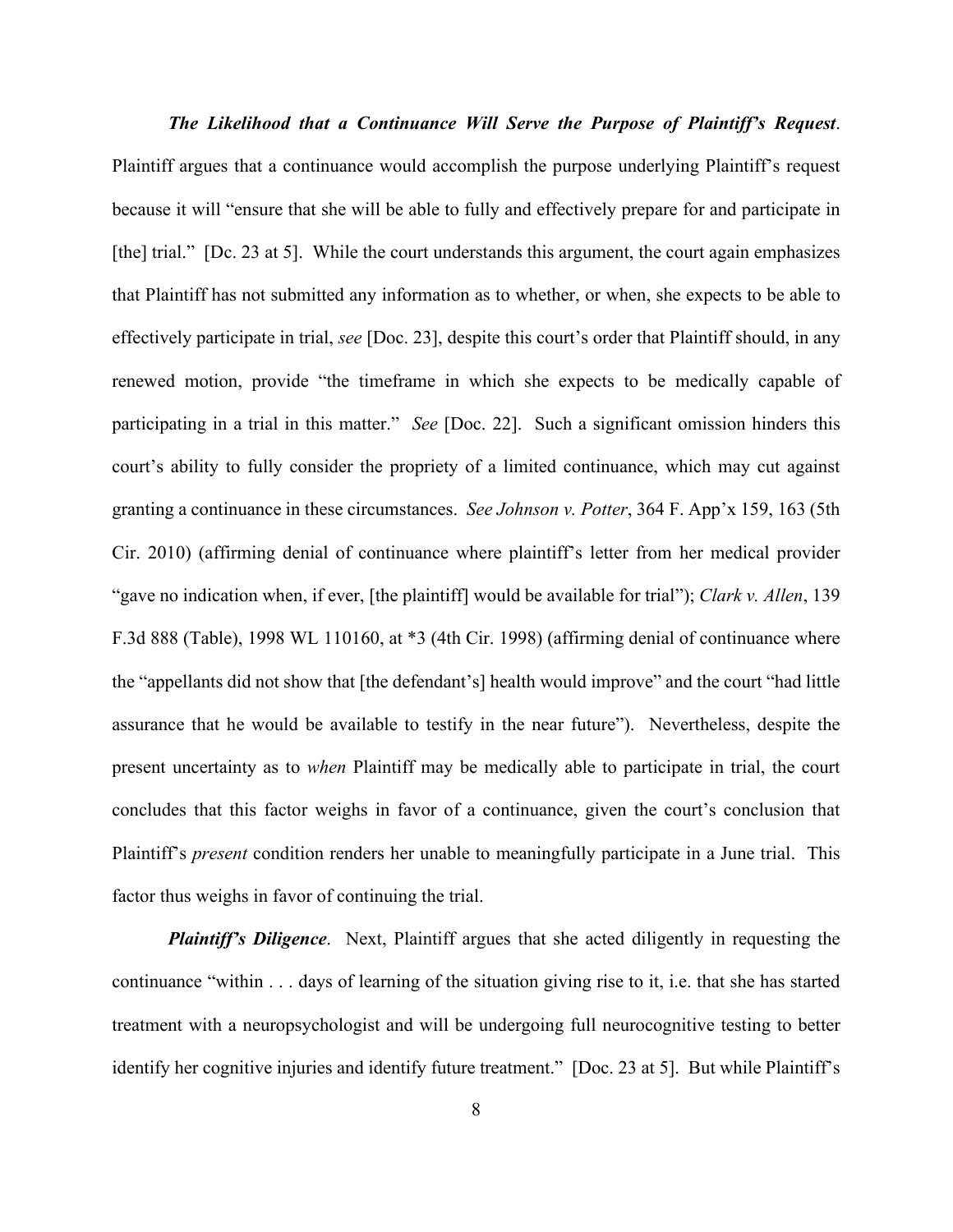***The Likelihood that a Continuance Will Serve the Purpose of Plaintiff's Request***. Plaintiff argues that a continuance would accomplish the purpose underlying Plaintiff's request because it will "ensure that she will be able to fully and effectively prepare for and participate in [the] trial." [Dc. 23 at 5]. While the court understands this argument, the court again emphasizes that Plaintiff has not submitted any information as to whether, or when, she expects to be able to effectively participate in trial, *see* [Doc. 23], despite this court's order that Plaintiff should, in any renewed motion, provide "the timeframe in which she expects to be medically capable of participating in a trial in this matter." *See* [Doc. 22]. Such a significant omission hinders this court's ability to fully consider the propriety of a limited continuance, which may cut against granting a continuance in these circumstances. *See Johnson v. Potter*, 364 F. App'x 159, 163 (5th Cir. 2010) (affirming denial of continuance where plaintiff's letter from her medical provider "gave no indication when, if ever, [the plaintiff] would be available for trial"); *Clark v. Allen*, 139 F.3d 888 (Table), 1998 WL 110160, at *3 (4th Cir. 1998) (affirming denial of continuance where the "appellants did not show that [the defendant's] health would improve" and the court "had little assurance that he would be available to testify in the near future"). Nevertheless, despite the present uncertainty as to *when* Plaintiff may be medically able to participate in trial, the court concludes that this factor weighs in favor of a continuance, given the court's conclusion that Plaintiff's *present* condition renders her unable to meaningfully participate in a June trial. This factor thus weighs in favor of continuing the trial.

***Plaintiff's Diligence***. Next, Plaintiff argues that she acted diligently in requesting the continuance "within . . . days of learning of the situation giving rise to it, i.e. that she has started treatment with a neuropsychologist and will be undergoing full neurocognitive testing to better identify her cognitive injuries and identify future treatment." [Doc. 23 at 5]. But while Plaintiff's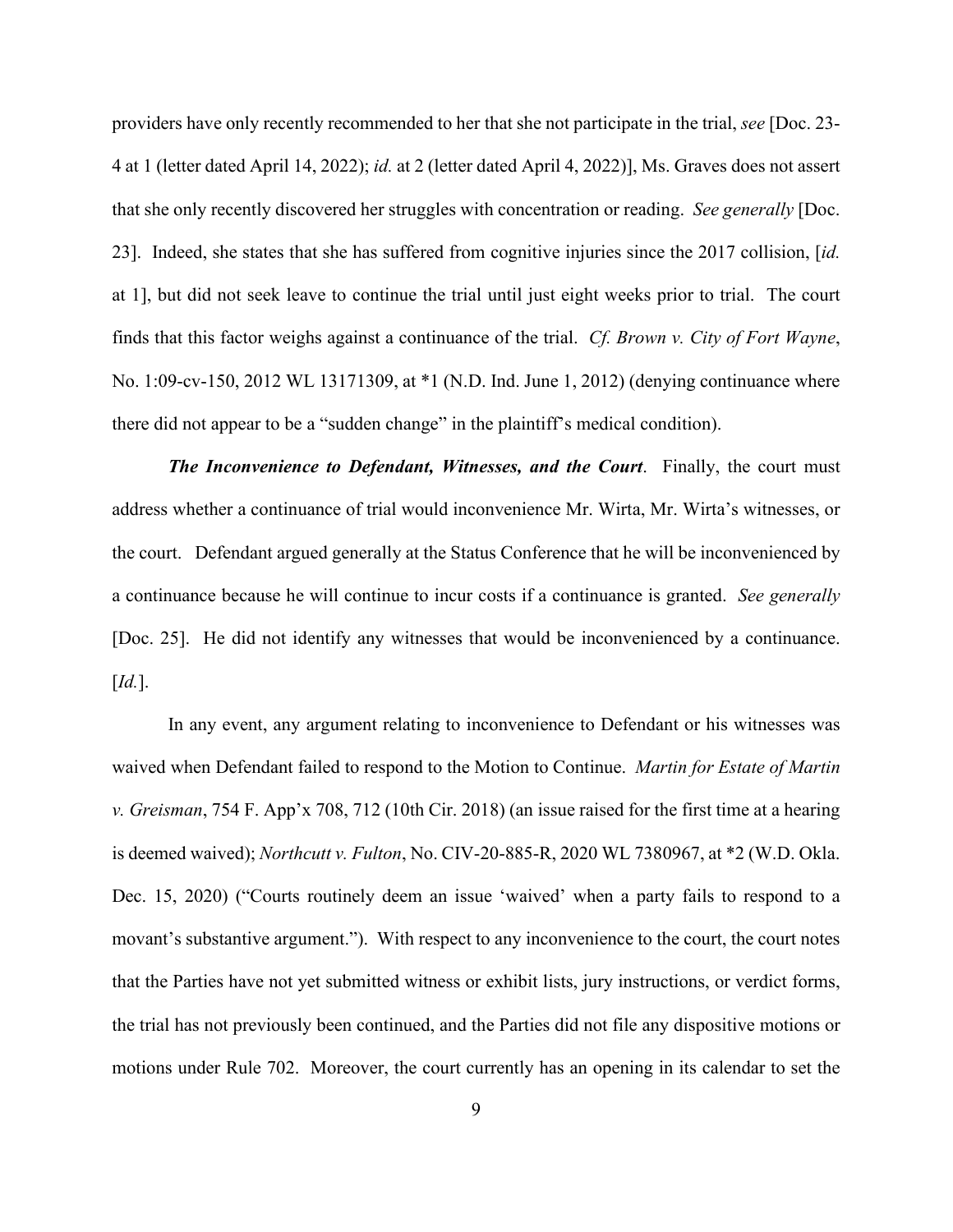providers have only recently recommended to her that she not participate in the trial, *see* [Doc. 23-4 at 1 (letter dated April 14, 2022); *id.* at 2 (letter dated April 4, 2022)], Ms. Graves does not assert that she only recently discovered her struggles with concentration or reading. *See generally* [Doc. 23]. Indeed, she states that she has suffered from cognitive injuries since the 2017 collision, [*id.* at 1], but did not seek leave to continue the trial until just eight weeks prior to trial. The court finds that this factor weighs against a continuance of the trial. *Cf. Brown v. City of Fort Wayne*, No. 1:09-cv-150, 2012 WL 13171309, at *1 (N.D. Ind. June 1, 2012) (denying continuance where there did not appear to be a "sudden change" in the plaintiff's medical condition).

***The Inconvenience to Defendant, Witnesses, and the Court***. Finally, the court must address whether a continuance of trial would inconvenience Mr. Wirta, Mr. Wirta's witnesses, or the court. Defendant argued generally at the Status Conference that he will be inconvenienced by a continuance because he will continue to incur costs if a continuance is granted. *See generally* [Doc. 25]. He did not identify any witnesses that would be inconvenienced by a continuance. [*Id.*].

In any event, any argument relating to inconvenience to Defendant or his witnesses was waived when Defendant failed to respond to the Motion to Continue. *Martin for Estate of Martin v. Greisman*, 754 F. App'x 708, 712 (10th Cir. 2018) (an issue raised for the first time at a hearing is deemed waived); *Northcutt v. Fulton*, No. CIV-20-885-R, 2020 WL 7380967, at *2 (W.D. Okla. Dec. 15, 2020) ("Courts routinely deem an issue 'waived' when a party fails to respond to a movant's substantive argument."). With respect to any inconvenience to the court, the court notes that the Parties have not yet submitted witness or exhibit lists, jury instructions, or verdict forms, the trial has not previously been continued, and the Parties did not file any dispositive motions or motions under Rule 702. Moreover, the court currently has an opening in its calendar to set the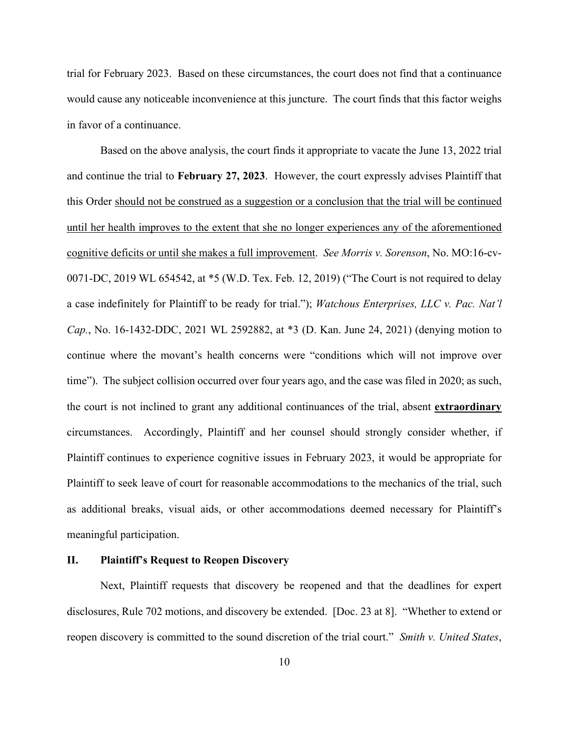trial for February 2023. Based on these circumstances, the court does not find that a continuance would cause any noticeable inconvenience at this juncture. The court finds that this factor weighs in favor of a continuance.

Based on the above analysis, the court finds it appropriate to vacate the June 13, 2022 trial and continue the trial to **February 27, 2023**. However, the court expressly advises Plaintiff that this Order <u>should not be construed as a suggestion or a conclusion that the trial will be continued until her health improves to the extent that she no longer experiences any of the aforementioned cognitive deficits or until she makes a full improvement</u>. *See Morris v. Sorenson*, No. MO:16-cv-0071-DC, 2019 WL 654542, at *5 (W.D. Tex. Feb. 12, 2019) ("The Court is not required to delay a case indefinitely for Plaintiff to be ready for trial."); *Watchous Enterprises, LLC v. Pac. Nat'l Cap.*, No. 16-1432-DDC, 2021 WL 2592882, at *3 (D. Kan. June 24, 2021) (denying motion to continue where the movant's health concerns were "conditions which will not improve over time"). The subject collision occurred over four years ago, and the case was filed in 2020; as such, the court is not inclined to grant any additional continuances of the trial, absent <u>**extraordinary**</u> circumstances. Accordingly, Plaintiff and her counsel should strongly consider whether, if Plaintiff continues to experience cognitive issues in February 2023, it would be appropriate for Plaintiff to seek leave of court for reasonable accommodations to the mechanics of the trial, such as additional breaks, visual aids, or other accommodations deemed necessary for Plaintiff's meaningful participation.

## II. Plaintiff's Request to Reopen Discovery

Next, Plaintiff requests that discovery be reopened and that the deadlines for expert disclosures, Rule 702 motions, and discovery be extended. [Doc. 23 at 8]. "Whether to extend or reopen discovery is committed to the sound discretion of the trial court." *Smith v. United States*,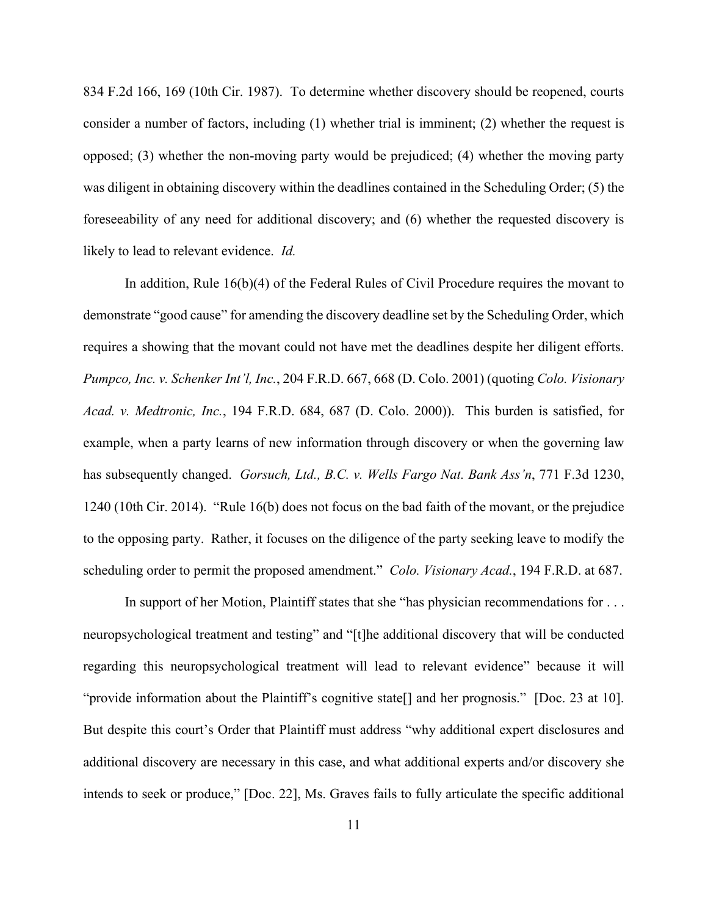834 F.2d 166, 169 (10th Cir. 1987). To determine whether discovery should be reopened, courts consider a number of factors, including (1) whether trial is imminent; (2) whether the request is opposed; (3) whether the non-moving party would be prejudiced; (4) whether the moving party was diligent in obtaining discovery within the deadlines contained in the Scheduling Order; (5) the foreseeability of any need for additional discovery; and (6) whether the requested discovery is likely to lead to relevant evidence. *Id.*

In addition, Rule 16(b)(4) of the Federal Rules of Civil Procedure requires the movant to demonstrate "good cause" for amending the discovery deadline set by the Scheduling Order, which requires a showing that the movant could not have met the deadlines despite her diligent efforts. *Pumpco, Inc. v. Schenker Int'l, Inc.*, 204 F.R.D. 667, 668 (D. Colo. 2001) (quoting *Colo. Visionary Acad. v. Medtronic, Inc.*, 194 F.R.D. 684, 687 (D. Colo. 2000)). This burden is satisfied, for example, when a party learns of new information through discovery or when the governing law has subsequently changed. *Gorsuch, Ltd., B.C. v. Wells Fargo Nat. Bank Ass'n*, 771 F.3d 1230, 1240 (10th Cir. 2014). "Rule 16(b) does not focus on the bad faith of the movant, or the prejudice to the opposing party. Rather, it focuses on the diligence of the party seeking leave to modify the scheduling order to permit the proposed amendment." *Colo. Visionary Acad.*, 194 F.R.D. at 687.

In support of her Motion, Plaintiff states that she "has physician recommendations for . . . neuropsychological treatment and testing" and "[t]he additional discovery that will be conducted regarding this neuropsychological treatment will lead to relevant evidence" because it will "provide information about the Plaintiff's cognitive state[] and her prognosis." [Doc. 23 at 10]. But despite this court's Order that Plaintiff must address "why additional expert disclosures and additional discovery are necessary in this case, and what additional experts and/or discovery she intends to seek or produce," [Doc. 22], Ms. Graves fails to fully articulate the specific additional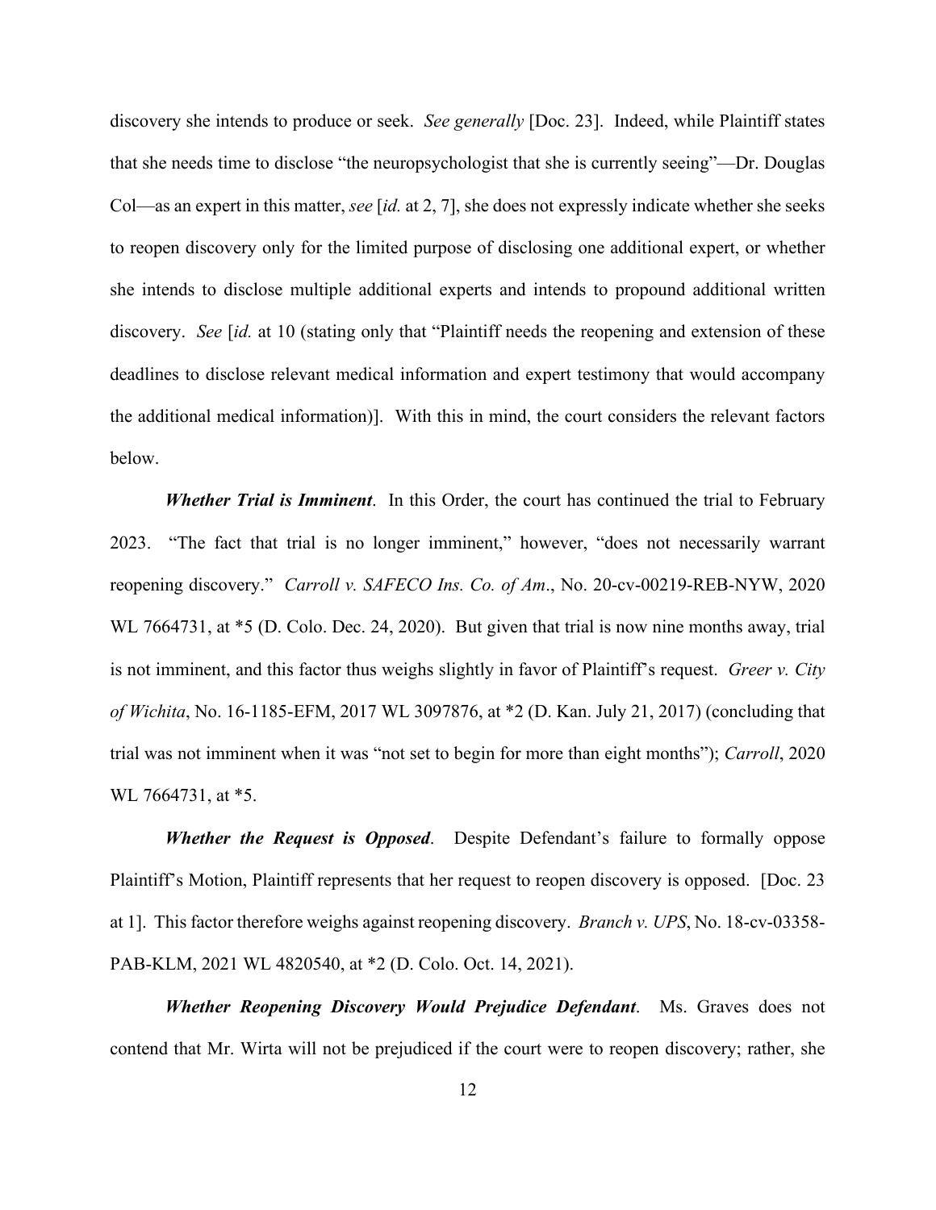discovery she intends to produce or seek. *See generally* [Doc. 23]. Indeed, while Plaintiff states that she needs time to disclose "the neuropsychologist that she is currently seeing"—Dr. Douglas Col—as an expert in this matter, *see* [*id.* at 2, 7], she does not expressly indicate whether she seeks to reopen discovery only for the limited purpose of disclosing one additional expert, or whether she intends to disclose multiple additional experts and intends to propound additional written discovery. *See* [*id.* at 10 (stating only that "Plaintiff needs the reopening and extension of these deadlines to disclose relevant medical information and expert testimony that would accompany the additional medical information)]. With this in mind, the court considers the relevant factors below.

***Whether Trial is Imminent***. In this Order, the court has continued the trial to February 2023. "The fact that trial is no longer imminent," however, "does not necessarily warrant reopening discovery." *Carroll v. SAFECO Ins. Co. of Am*., No. 20-cv-00219-REB-NYW, 2020 WL 7664731, at *5 (D. Colo. Dec. 24, 2020). But given that trial is now nine months away, trial is not imminent, and this factor thus weighs slightly in favor of Plaintiff's request. *Greer v. City of Wichita*, No. 16-1185-EFM, 2017 WL 3097876, at *2 (D. Kan. July 21, 2017) (concluding that trial was not imminent when it was "not set to begin for more than eight months"); *Carroll*, 2020 WL 7664731, at *5.

***Whether the Request is Opposed***. Despite Defendant's failure to formally oppose Plaintiff's Motion, Plaintiff represents that her request to reopen discovery is opposed. [Doc. 23 at 1]. This factor therefore weighs against reopening discovery. *Branch v. UPS*, No. 18-cv-03358-PAB-KLM, 2021 WL 4820540, at *2 (D. Colo. Oct. 14, 2021).

***Whether Reopening Discovery Would Prejudice Defendant***. Ms. Graves does not contend that Mr. Wirta will not be prejudiced if the court were to reopen discovery; rather, she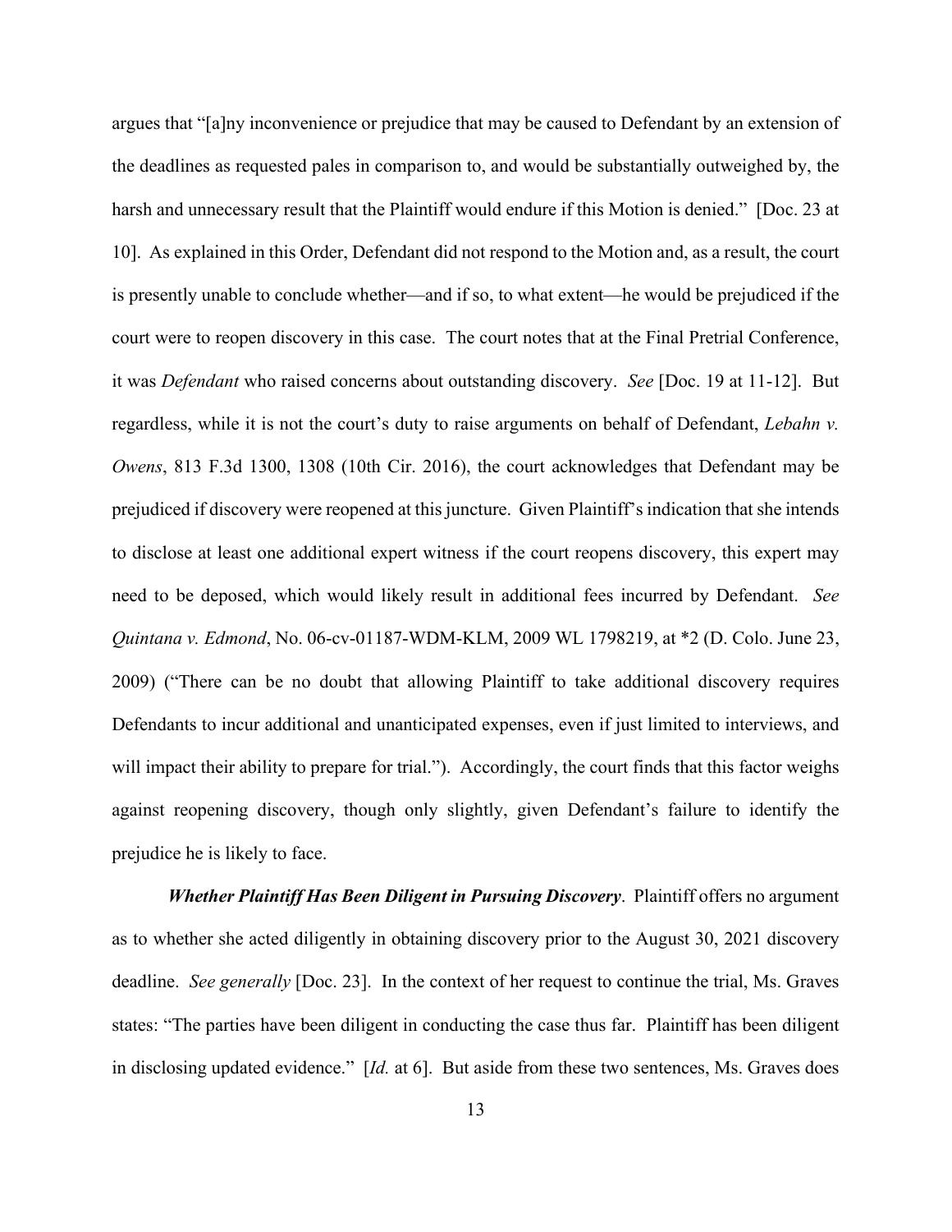argues that "[a]ny inconvenience or prejudice that may be caused to Defendant by an extension of the deadlines as requested pales in comparison to, and would be substantially outweighed by, the harsh and unnecessary result that the Plaintiff would endure if this Motion is denied." [Doc. 23 at 10]. As explained in this Order, Defendant did not respond to the Motion and, as a result, the court is presently unable to conclude whether—and if so, to what extent—he would be prejudiced if the court were to reopen discovery in this case. The court notes that at the Final Pretrial Conference, it was *Defendant* who raised concerns about outstanding discovery. *See* [Doc. 19 at 11-12]. But regardless, while it is not the court's duty to raise arguments on behalf of Defendant, *Lebahn v. Owens*, 813 F.3d 1300, 1308 (10th Cir. 2016), the court acknowledges that Defendant may be prejudiced if discovery were reopened at this juncture. Given Plaintiff's indication that she intends to disclose at least one additional expert witness if the court reopens discovery, this expert may need to be deposed, which would likely result in additional fees incurred by Defendant. *See Quintana v. Edmond*, No. 06-cv-01187-WDM-KLM, 2009 WL 1798219, at *2 (D. Colo. June 23, 2009) ("There can be no doubt that allowing Plaintiff to take additional discovery requires Defendants to incur additional and unanticipated expenses, even if just limited to interviews, and will impact their ability to prepare for trial."). Accordingly, the court finds that this factor weighs against reopening discovery, though only slightly, given Defendant's failure to identify the prejudice he is likely to face.

***Whether Plaintiff Has Been Diligent in Pursuing Discovery***. Plaintiff offers no argument as to whether she acted diligently in obtaining discovery prior to the August 30, 2021 discovery deadline. *See generally* [Doc. 23]. In the context of her request to continue the trial, Ms. Graves states: "The parties have been diligent in conducting the case thus far. Plaintiff has been diligent in disclosing updated evidence." [*Id.* at 6]. But aside from these two sentences, Ms. Graves does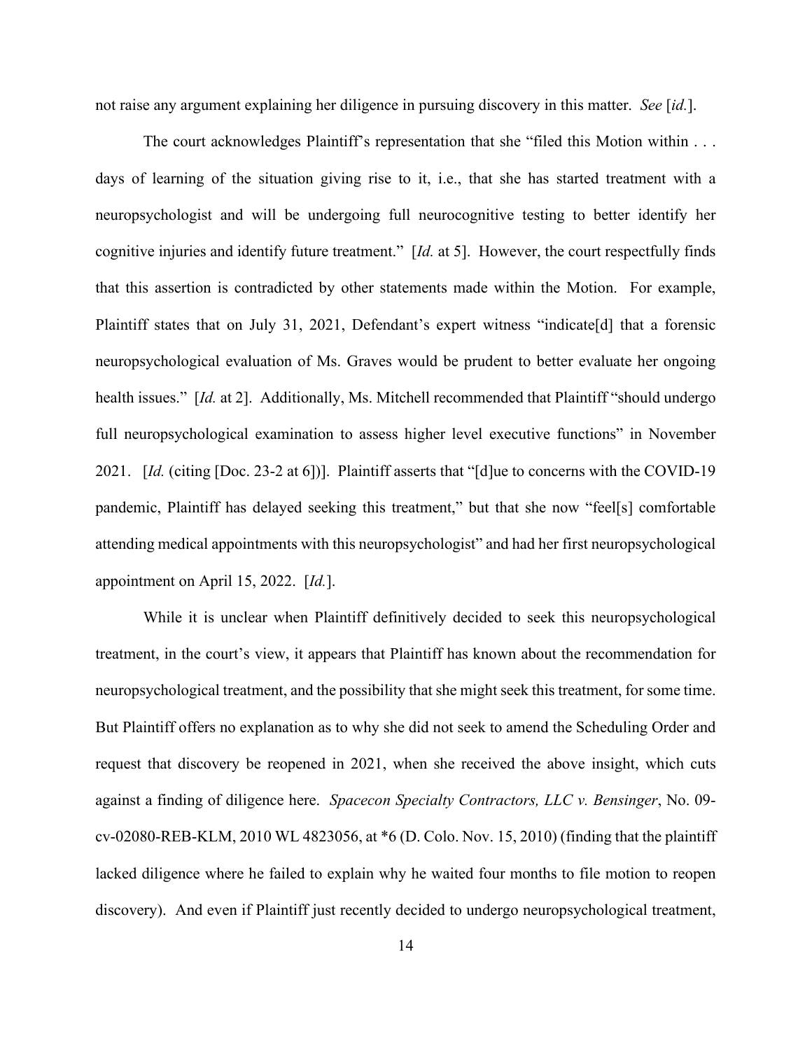not raise any argument explaining her diligence in pursuing discovery in this matter. *See* [*id.*].

The court acknowledges Plaintiff's representation that she "filed this Motion within . . . days of learning of the situation giving rise to it, i.e., that she has started treatment with a neuropsychologist and will be undergoing full neurocognitive testing to better identify her cognitive injuries and identify future treatment." [*Id.* at 5]. However, the court respectfully finds that this assertion is contradicted by other statements made within the Motion. For example, Plaintiff states that on July 31, 2021, Defendant's expert witness "indicate[d] that a forensic neuropsychological evaluation of Ms. Graves would be prudent to better evaluate her ongoing health issues." [*Id.* at 2]. Additionally, Ms. Mitchell recommended that Plaintiff "should undergo full neuropsychological examination to assess higher level executive functions" in November 2021. [*Id.* (citing [Doc. 23-2 at 6])]. Plaintiff asserts that "[d]ue to concerns with the COVID-19 pandemic, Plaintiff has delayed seeking this treatment," but that she now "feel[s] comfortable attending medical appointments with this neuropsychologist" and had her first neuropsychological appointment on April 15, 2022. [*Id.*].

While it is unclear when Plaintiff definitively decided to seek this neuropsychological treatment, in the court's view, it appears that Plaintiff has known about the recommendation for neuropsychological treatment, and the possibility that she might seek this treatment, for some time. But Plaintiff offers no explanation as to why she did not seek to amend the Scheduling Order and request that discovery be reopened in 2021, when she received the above insight, which cuts against a finding of diligence here. *Spacecon Specialty Contractors, LLC v. Bensinger*, No. 09-cv-02080-REB-KLM, 2010 WL 4823056, at *6 (D. Colo. Nov. 15, 2010) (finding that the plaintiff lacked diligence where he failed to explain why he waited four months to file motion to reopen discovery). And even if Plaintiff just recently decided to undergo neuropsychological treatment,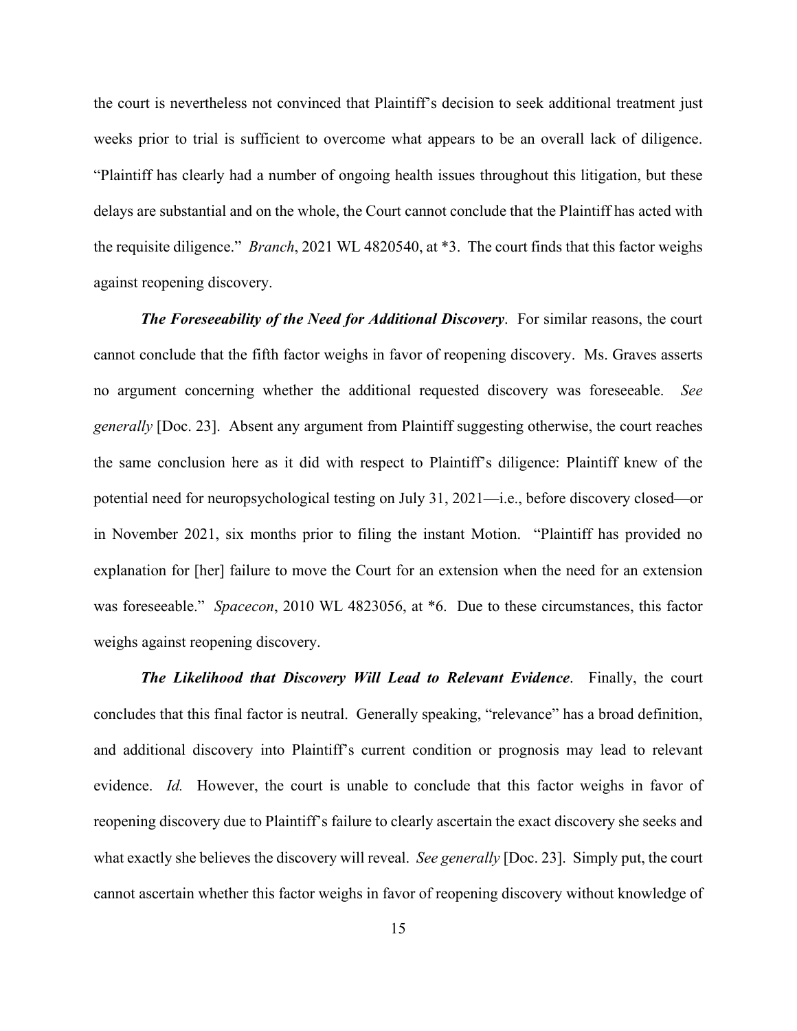the court is nevertheless not convinced that Plaintiff's decision to seek additional treatment just weeks prior to trial is sufficient to overcome what appears to be an overall lack of diligence. "Plaintiff has clearly had a number of ongoing health issues throughout this litigation, but these delays are substantial and on the whole, the Court cannot conclude that the Plaintiff has acted with the requisite diligence." *Branch*, 2021 WL 4820540, at *3. The court finds that this factor weighs against reopening discovery.

***The Foreseeability of the Need for Additional Discovery***. For similar reasons, the court cannot conclude that the fifth factor weighs in favor of reopening discovery. Ms. Graves asserts no argument concerning whether the additional requested discovery was foreseeable. *See generally* [Doc. 23]. Absent any argument from Plaintiff suggesting otherwise, the court reaches the same conclusion here as it did with respect to Plaintiff's diligence: Plaintiff knew of the potential need for neuropsychological testing on July 31, 2021—i.e., before discovery closed—or in November 2021, six months prior to filing the instant Motion. "Plaintiff has provided no explanation for [her] failure to move the Court for an extension when the need for an extension was foreseeable." *Spacecon*, 2010 WL 4823056, at *6. Due to these circumstances, this factor weighs against reopening discovery.

***The Likelihood that Discovery Will Lead to Relevant Evidence***. Finally, the court concludes that this final factor is neutral. Generally speaking, "relevance" has a broad definition, and additional discovery into Plaintiff's current condition or prognosis may lead to relevant evidence. *Id.* However, the court is unable to conclude that this factor weighs in favor of reopening discovery due to Plaintiff's failure to clearly ascertain the exact discovery she seeks and what exactly she believes the discovery will reveal. *See generally* [Doc. 23]. Simply put, the court cannot ascertain whether this factor weighs in favor of reopening discovery without knowledge of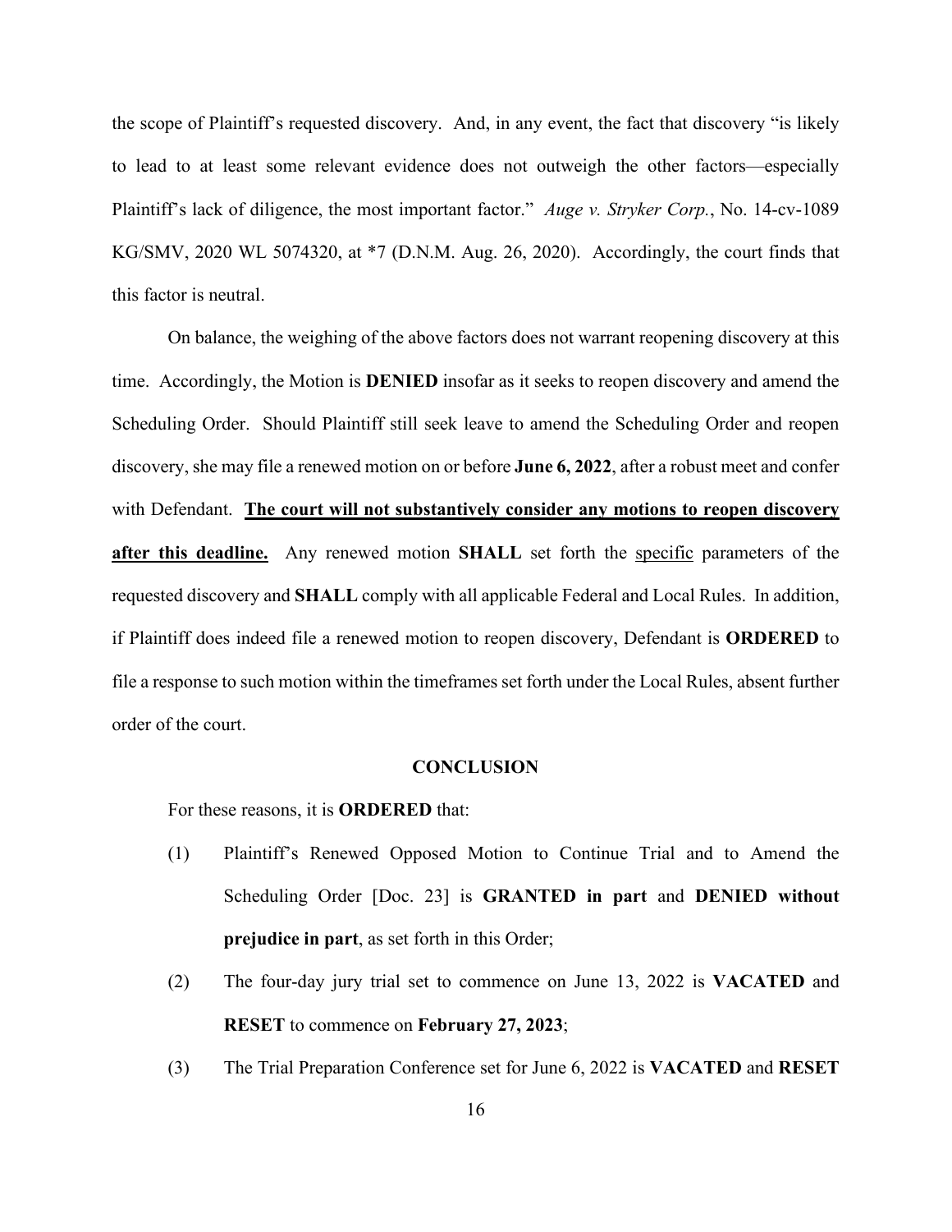the scope of Plaintiff's requested discovery. And, in any event, the fact that discovery "is likely to lead to at least some relevant evidence does not outweigh the other factors—especially Plaintiff's lack of diligence, the most important factor." *Auge v. Stryker Corp.*, No. 14-cv-1089 KG/SMV, 2020 WL 5074320, at *7 (D.N.M. Aug. 26, 2020). Accordingly, the court finds that this factor is neutral.

On balance, the weighing of the above factors does not warrant reopening discovery at this time. Accordingly, the Motion is **DENIED** insofar as it seeks to reopen discovery and amend the Scheduling Order. Should Plaintiff still seek leave to amend the Scheduling Order and reopen discovery, she may file a renewed motion on or before **June 6, 2022**, after a robust meet and confer with Defendant. **<u>The court will not substantively consider any motions to reopen discovery after this deadline.</u>** Any renewed motion **SHALL** set forth the <u>specific</u> parameters of the requested discovery and **SHALL** comply with all applicable Federal and Local Rules. In addition, if Plaintiff does indeed file a renewed motion to reopen discovery, Defendant is **ORDERED** to file a response to such motion within the timeframes set forth under the Local Rules, absent further order of the court.

## CONCLUSION

For these reasons, it is **ORDERED** that:

(1) Plaintiff's Renewed Opposed Motion to Continue Trial and to Amend the Scheduling Order [Doc. 23] is **GRANTED in part** and **DENIED without prejudice in part**, as set forth in this Order;

(2) The four-day jury trial set to commence on June 13, 2022 is **VACATED** and **RESET** to commence on **February 27, 2023**;

(3) The Trial Preparation Conference set for June 6, 2022 is **VACATED** and **RESET**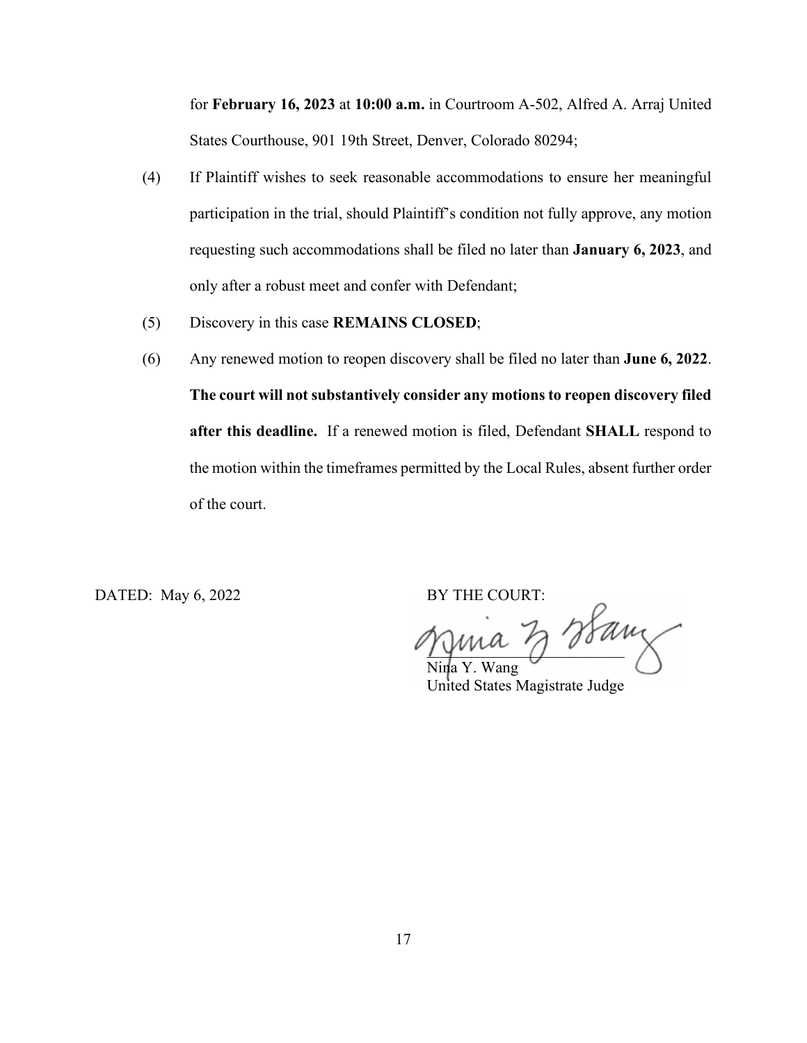for **February 16, 2023** at **10:00 a.m.** in Courtroom A-502, Alfred A. Arraj United States Courthouse, 901 19th Street, Denver, Colorado 80294;

(4) If Plaintiff wishes to seek reasonable accommodations to ensure her meaningful participation in the trial, should Plaintiff's condition not fully approve, any motion requesting such accommodations shall be filed no later than **January 6, 2023**, and only after a robust meet and confer with Defendant;

(5) Discovery in this case **REMAINS CLOSED**;

(6) Any renewed motion to reopen discovery shall be filed no later than **June 6, 2022**. **The court will not substantively consider any motions to reopen discovery filed after this deadline.** If a renewed motion is filed, Defendant **SHALL** respond to the motion within the timeframes permitted by the Local Rules, absent further order of the court.

DATED: May 6, 2022

BY THE COURT:

Nina Y. Wang
United States Magistrate Judge